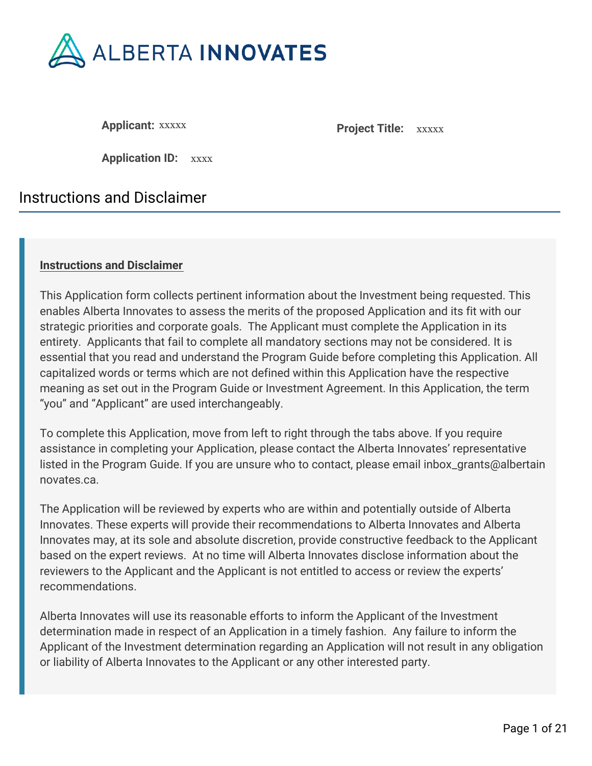ALBERTA INNOVATES

**Applicant:** xxxxx

**Project Title:** xxxxx

**Application ID:** xxxx

# Instructions and Disclaimer

**Instructions and Disclaimer**

This Application form collects pertinent information about the Investment being requested. This enables Alberta Innovates to assess the merits of the proposed Application and its fit with our strategic priorities and corporate goals. The Applicant must complete the Application in its entirety. Applicants that fail to complete all mandatory sections may not be considered. It is essential that you read and understand the Program Guide before completing this Application. All capitalized words or terms which are not defined within this Application have the respective meaning as set out in the Program Guide or Investment Agreement. In this Application, the term "you" and "Applicant" are used interchangeably.

To complete this Application, move from left to right through the tabs above. If you require assistance in completing your Application, please contact the Alberta Innovates' representative listed in the Program Guide. If you are unsure who to contact, please email inbox_grants@albertainnovates.ca.

The Application will be reviewed by experts who are within and potentially outside of Alberta Innovates. These experts will provide their recommendations to Alberta Innovates and Alberta Innovates may, at its sole and absolute discretion, provide constructive feedback to the Applicant based on the expert reviews. At no time will Alberta Innovates disclose information about the reviewers to the Applicant and the Applicant is not entitled to access or review the experts' recommendations.

Alberta Innovates will use its reasonable efforts to inform the Applicant of the Investment determination made in respect of an Application in a timely fashion. Any failure to inform the Applicant of the Investment determination regarding an Application will not result in any obligation or liability of Alberta Innovates to the Applicant or any other interested party.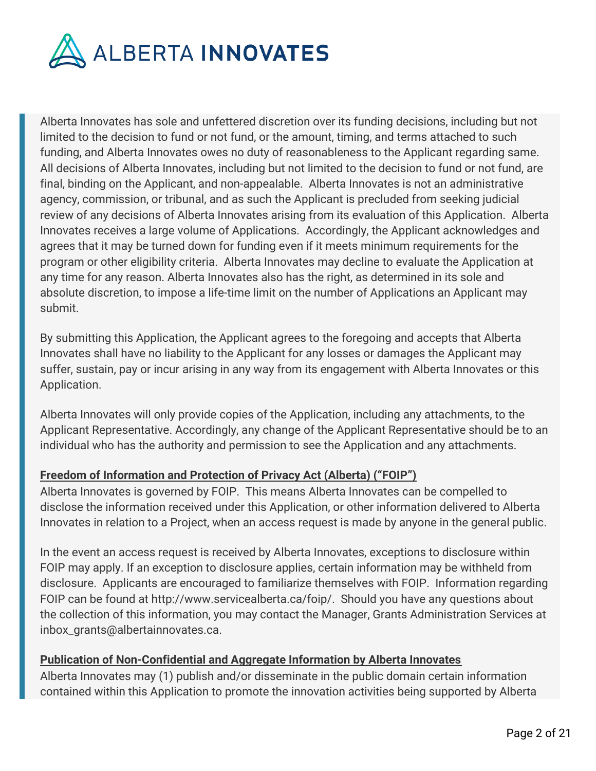Alberta Innovates has sole and unfettered discretion over its funding decisions, including but not limited to the decision to fund or not fund, or the amount, timing, and terms attached to such funding, and Alberta Innovates owes no duty of reasonableness to the Applicant regarding same. All decisions of Alberta Innovates, including but not limited to the decision to fund or not fund, are final, binding on the Applicant, and non-appealable. Alberta Innovates is not an administrative agency, commission, or tribunal, and as such the Applicant is precluded from seeking judicial review of any decisions of Alberta Innovates arising from its evaluation of this Application. Alberta Innovates receives a large volume of Applications. Accordingly, the Applicant acknowledges and agrees that it may be turned down for funding even if it meets minimum requirements for the program or other eligibility criteria. Alberta Innovates may decline to evaluate the Application at any time for any reason. Alberta Innovates also has the right, as determined in its sole and absolute discretion, to impose a life-time limit on the number of Applications an Applicant may submit.

By submitting this Application, the Applicant agrees to the foregoing and accepts that Alberta Innovates shall have no liability to the Applicant for any losses or damages the Applicant may suffer, sustain, pay or incur arising in any way from its engagement with Alberta Innovates or this Application.

Alberta Innovates will only provide copies of the Application, including any attachments, to the Applicant Representative. Accordingly, any change of the Applicant Representative should be to an individual who has the authority and permission to see the Application and any attachments.

**Freedom of Information and Protection of Privacy Act (Alberta) ("FOIP")**

Alberta Innovates is governed by FOIP. This means Alberta Innovates can be compelled to disclose the information received under this Application, or other information delivered to Alberta Innovates in relation to a Project, when an access request is made by anyone in the general public.

In the event an access request is received by Alberta Innovates, exceptions to disclosure within FOIP may apply. If an exception to disclosure applies, certain information may be withheld from disclosure. Applicants are encouraged to familiarize themselves with FOIP. Information regarding FOIP can be found at http://www.servicealberta.ca/foip/. Should you have any questions about the collection of this information, you may contact the Manager, Grants Administration Services at inbox_grants@albertainnovates.ca.

**Publication of Non-Confidential and Aggregate Information by Alberta Innovates**

Alberta Innovates may (1) publish and/or disseminate in the public domain certain information contained within this Application to promote the innovation activities being supported by Alberta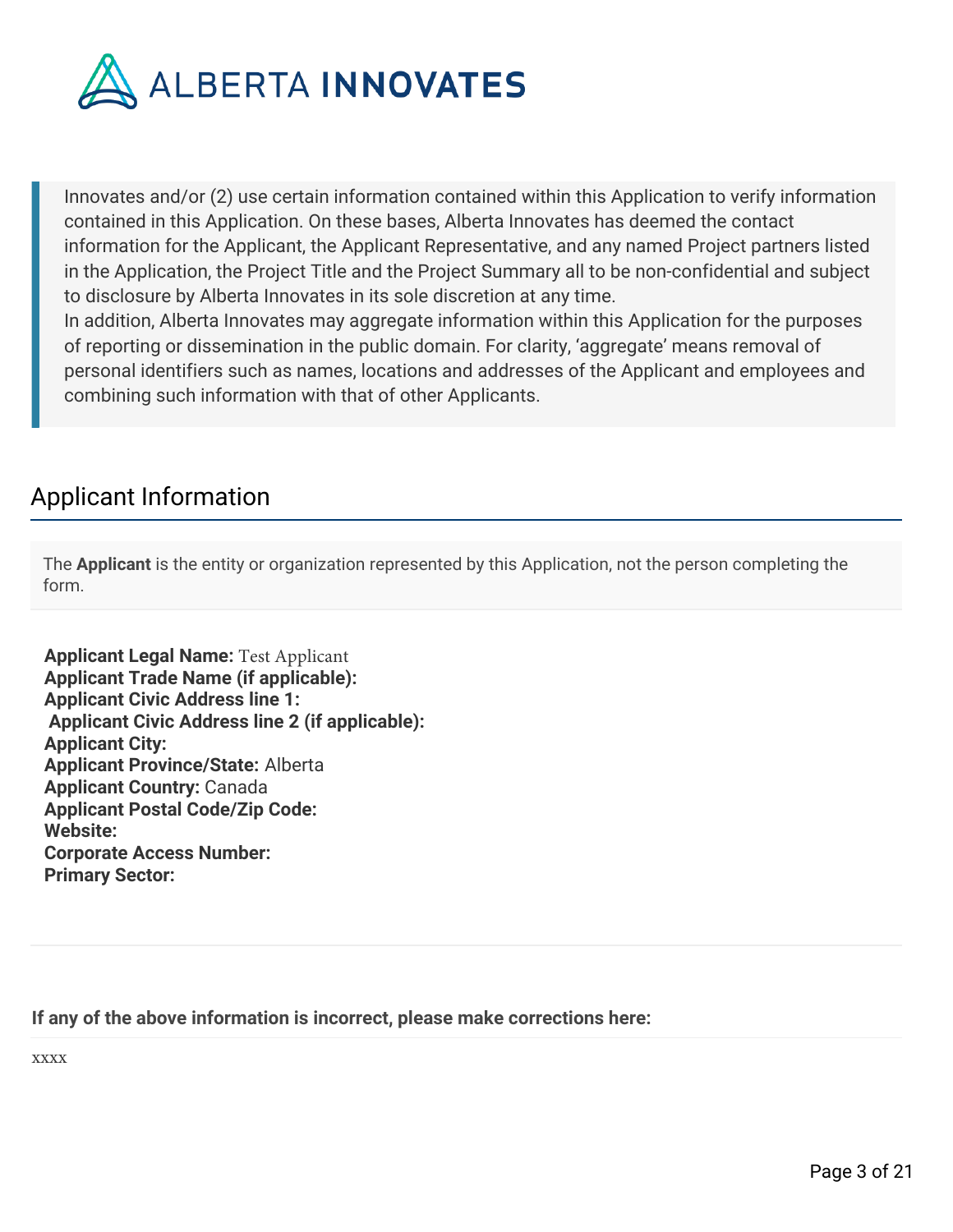> Innovates and/or (2) use certain information contained within this Application to verify information contained in this Application. On these bases, Alberta Innovates has deemed the contact information for the Applicant, the Applicant Representative, and any named Project partners listed in the Application, the Project Title and the Project Summary all to be non-confidential and subject to disclosure by Alberta Innovates in its sole discretion at any time.
> In addition, Alberta Innovates may aggregate information within this Application for the purposes of reporting or dissemination in the public domain. For clarity, 'aggregate' means removal of personal identifiers such as names, locations and addresses of the Applicant and employees and combining such information with that of other Applicants.

## Applicant Information

The **Applicant** is the entity or organization represented by this Application, not the person completing the form.

**Applicant Legal Name:** Test Applicant
**Applicant Trade Name (if applicable):**
**Applicant Civic Address line 1:**
**Applicant Civic Address line 2 (if applicable):**
**Applicant City:**
**Applicant Province/State:** Alberta
**Applicant Country:** Canada
**Applicant Postal Code/Zip Code:**
**Website:**
**Corporate Access Number:**
**Primary Sector:**

**If any of the above information is incorrect, please make corrections here:**

xxxx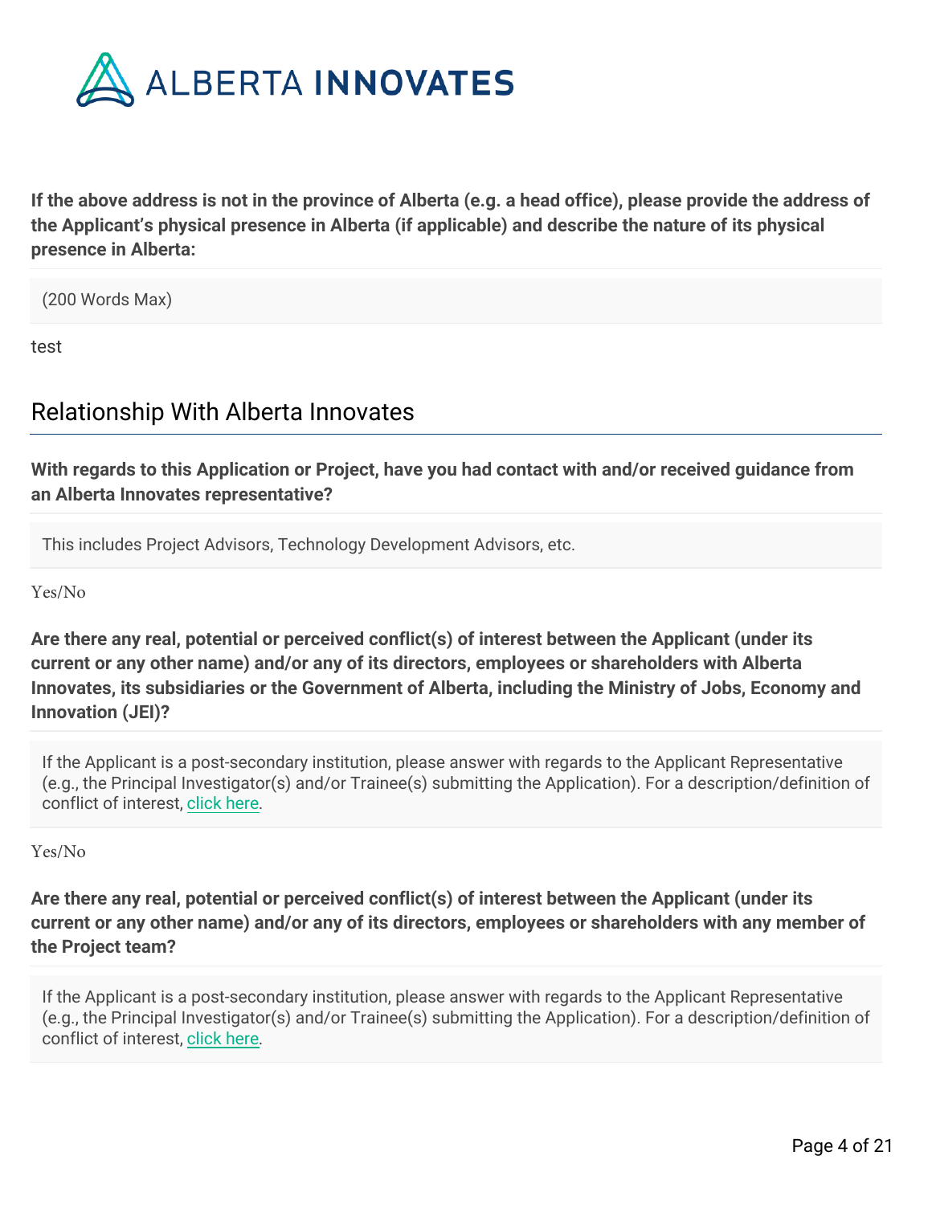**If the above address is not in the province of Alberta (e.g. a head office), please provide the address of the Applicant's physical presence in Alberta (if applicable) and describe the nature of its physical presence in Alberta:**

(200 Words Max)

test

## Relationship With Alberta Innovates

**With regards to this Application or Project, have you had contact with and/or received guidance from an Alberta Innovates representative?**

This includes Project Advisors, Technology Development Advisors, etc.

Yes/No

**Are there any real, potential or perceived conflict(s) of interest between the Applicant (under its current or any other name) and/or any of its directors, employees or shareholders with Alberta Innovates, its subsidiaries or the Government of Alberta, including the Ministry of Jobs, Economy and Innovation (JEI)?**

If the Applicant is a post-secondary institution, please answer with regards to the Applicant Representative (e.g., the Principal Investigator(s) and/or Trainee(s) submitting the Application). For a description/definition of conflict of interest, click here.

Yes/No

**Are there any real, potential or perceived conflict(s) of interest between the Applicant (under its current or any other name) and/or any of its directors, employees or shareholders with any member of the Project team?**

If the Applicant is a post-secondary institution, please answer with regards to the Applicant Representative (e.g., the Principal Investigator(s) and/or Trainee(s) submitting the Application). For a description/definition of conflict of interest, click here.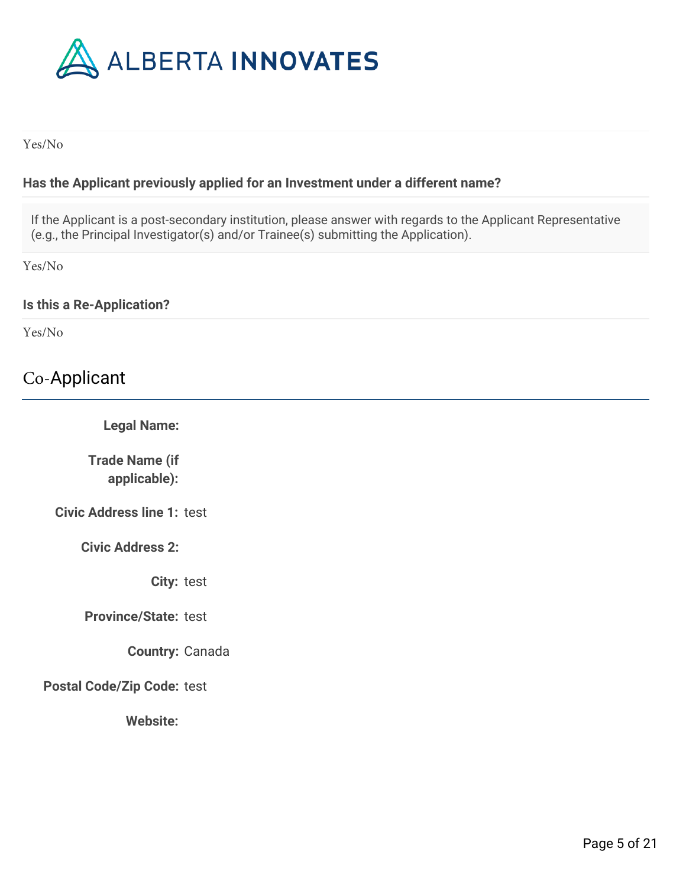Yes/No

**Has the Applicant previously applied for an Investment under a different name?**

If the Applicant is a post-secondary institution, please answer with regards to the Applicant Representative (e.g., the Principal Investigator(s) and/or Trainee(s) submitting the Application).

Yes/No

**Is this a Re-Application?**

Yes/No

## Co-Applicant

**Legal Name:**

**Trade Name (if applicable):**

**Civic Address line 1:** test

**Civic Address 2:**

**City:** test

**Province/State:** test

**Country:** Canada

**Postal Code/Zip Code:** test

**Website:**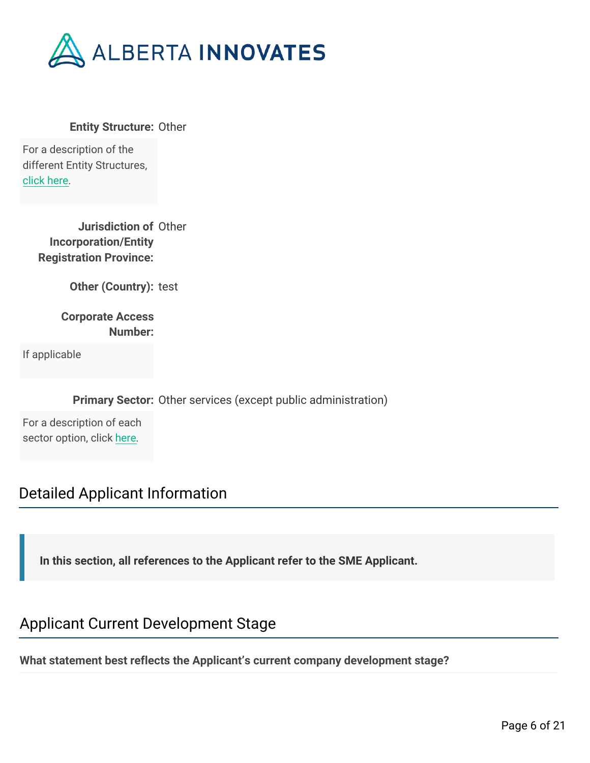**Entity Structure:** Other

For a description of the different Entity Structures, click here.

**Jurisdiction of Incorporation/Entity Registration Province:** Other

**Other (Country):** test

**Corporate Access Number:**

If applicable

**Primary Sector:** Other services (except public administration)

For a description of each sector option, click here.

## Detailed Applicant Information

> **In this section, all references to the Applicant refer to the SME Applicant.**

## Applicant Current Development Stage

**What statement best reflects the Applicant's current company development stage?**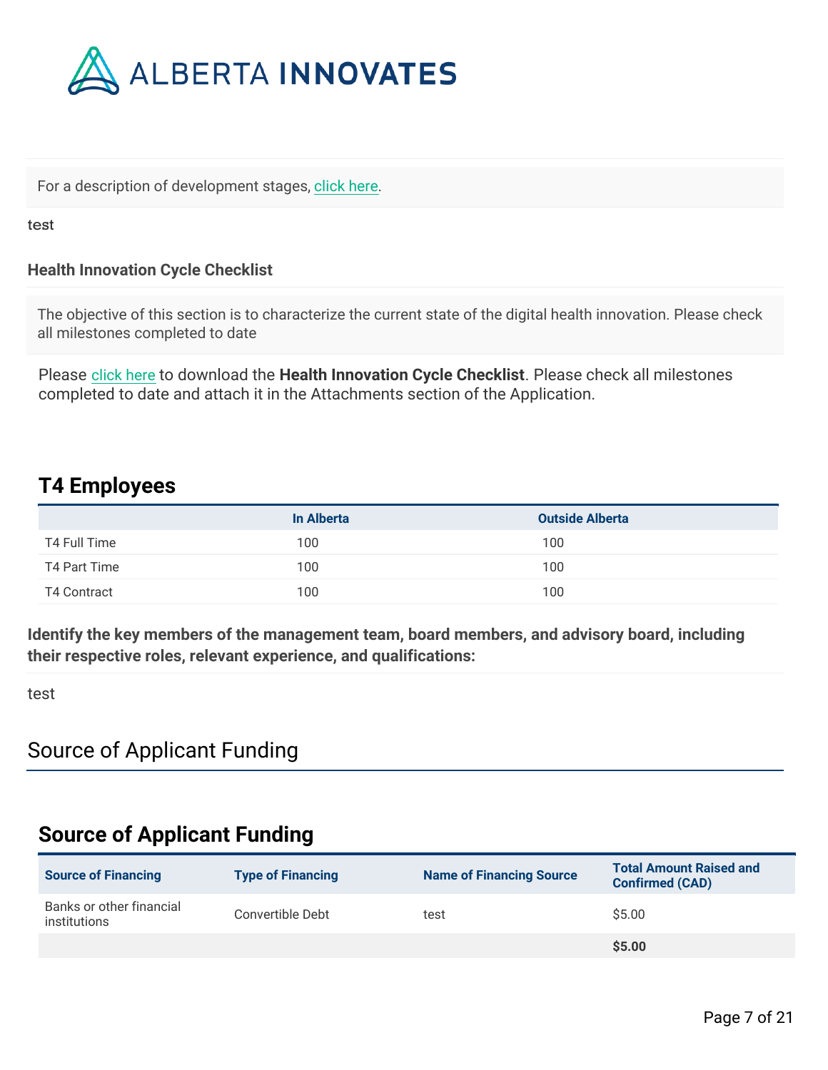For a description of development stages, click here.

test

**Health Innovation Cycle Checklist**

The objective of this section is to characterize the current state of the digital health innovation. Please check all milestones completed to date

Please click here to download the **Health Innovation Cycle Checklist**. Please check all milestones completed to date and attach it in the Attachments section of the Application.

## T4 Employees

| | In Alberta | Outside Alberta |
|---|---|---|
| T4 Full Time | 100 | 100 |
| T4 Part Time | 100 | 100 |
| T4 Contract | 100 | 100 |

**Identify the key members of the management team, board members, and advisory board, including their respective roles, relevant experience, and qualifications:**

test

# Source of Applicant Funding

## Source of Applicant Funding

| Source of Financing | Type of Financing | Name of Financing Source | Total Amount Raised and Confirmed (CAD) |
|---|---|---|---|
| Banks or other financial institutions | Convertible Debt | test | $5.00 |
| | | | **$5.00** |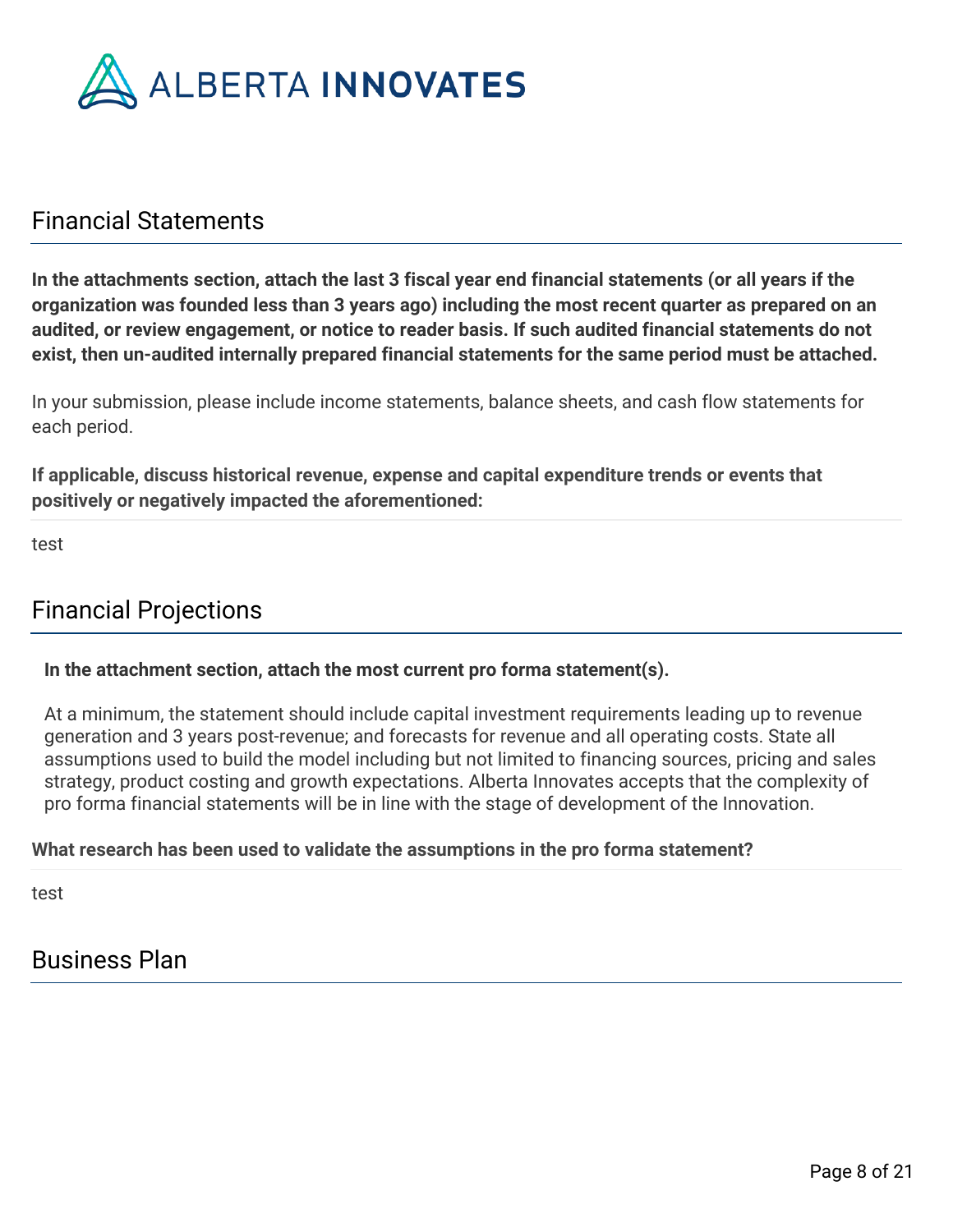## Financial Statements

**In the attachments section, attach the last 3 fiscal year end financial statements (or all years if the organization was founded less than 3 years ago) including the most recent quarter as prepared on an audited, or review engagement, or notice to reader basis. If such audited financial statements do not exist, then un-audited internally prepared financial statements for the same period must be attached.**

In your submission, please include income statements, balance sheets, and cash flow statements for each period.

**If applicable, discuss historical revenue, expense and capital expenditure trends or events that positively or negatively impacted the aforementioned:**

test

## Financial Projections

**In the attachment section, attach the most current pro forma statement(s).**

At a minimum, the statement should include capital investment requirements leading up to revenue generation and 3 years post-revenue; and forecasts for revenue and all operating costs. State all assumptions used to build the model including but not limited to financing sources, pricing and sales strategy, product costing and growth expectations. Alberta Innovates accepts that the complexity of pro forma financial statements will be in line with the stage of development of the Innovation.

**What research has been used to validate the assumptions in the pro forma statement?**

test

## Business Plan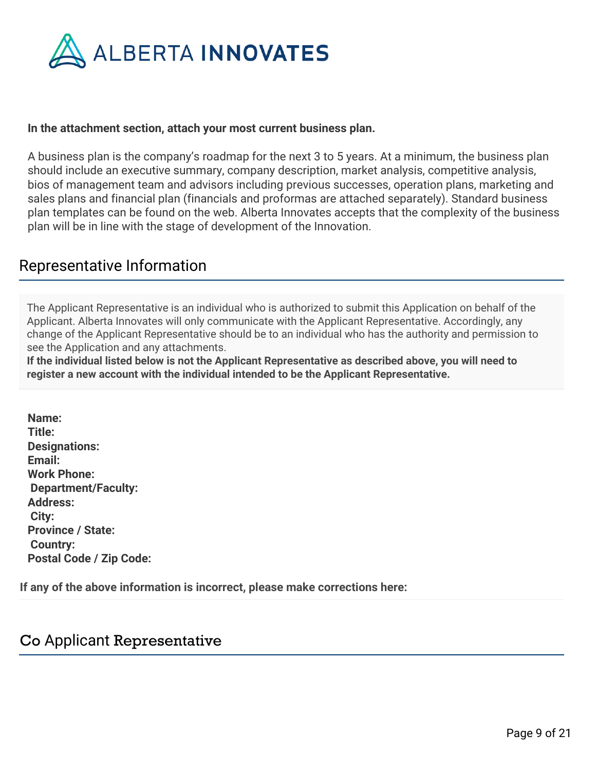**In the attachment section, attach your most current business plan.**

A business plan is the company's roadmap for the next 3 to 5 years. At a minimum, the business plan should include an executive summary, company description, market analysis, competitive analysis, bios of management team and advisors including previous successes, operation plans, marketing and sales plans and financial plan (financials and proformas are attached separately). Standard business plan templates can be found on the web. Alberta Innovates accepts that the complexity of the business plan will be in line with the stage of development of the Innovation.

## Representative Information

The Applicant Representative is an individual who is authorized to submit this Application on behalf of the Applicant. Alberta Innovates will only communicate with the Applicant Representative. Accordingly, any change of the Applicant Representative should be to an individual who has the authority and permission to see the Application and any attachments.
**If the individual listed below is not the Applicant Representative as described above, you will need to register a new account with the individual intended to be the Applicant Representative.**

**Name:**
**Title:**
**Designations:**
**Email:**
**Work Phone:**
**Department/Faculty:**
**Address:**
**City:**
**Province / State:**
**Country:**
**Postal Code / Zip Code:**

**If any of the above information is incorrect, please make corrections here:**

## Co Applicant Representative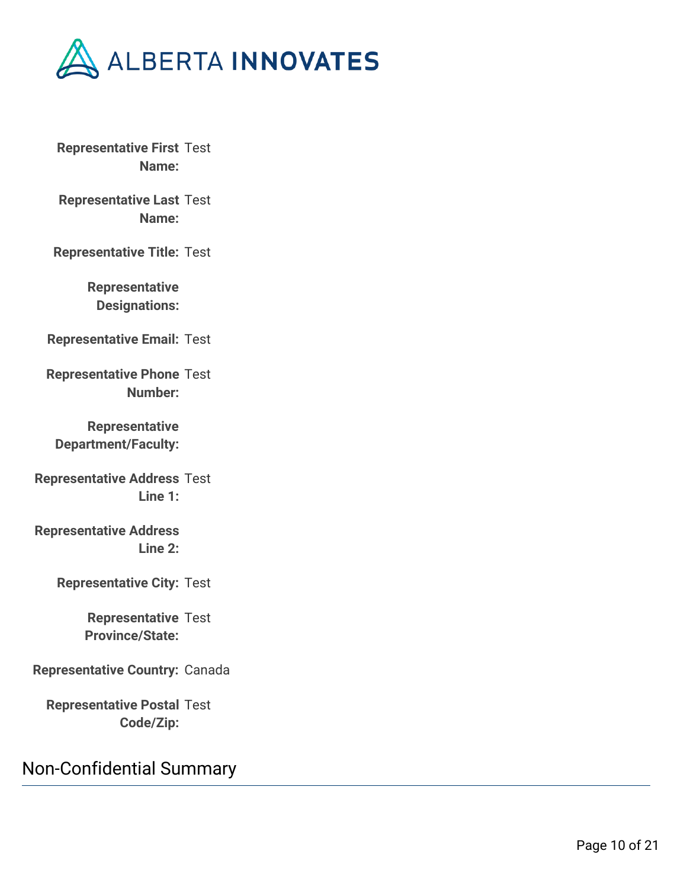**Representative First Name:** Test

**Representative Last Name:** Test

**Representative Title:** Test

**Representative Designations:**

**Representative Email:** Test

**Representative Phone Number:** Test

**Representative Department/Faculty:**

**Representative Address Line 1:** Test

**Representative Address Line 2:**

**Representative City:** Test

**Representative Province/State:** Test

**Representative Country:** Canada

**Representative Postal Code/Zip:** Test

## Non-Confidential Summary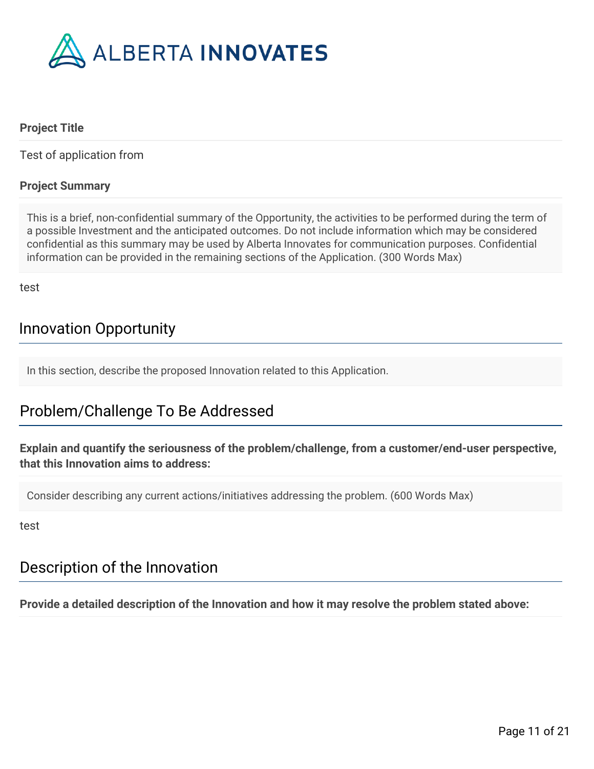**Project Title**

Test of application from

**Project Summary**

This is a brief, non-confidential summary of the Opportunity, the activities to be performed during the term of a possible Investment and the anticipated outcomes. Do not include information which may be considered confidential as this summary may be used by Alberta Innovates for communication purposes. Confidential information can be provided in the remaining sections of the Application. (300 Words Max)

test

## Innovation Opportunity

In this section, describe the proposed Innovation related to this Application.

## Problem/Challenge To Be Addressed

**Explain and quantify the seriousness of the problem/challenge, from a customer/end-user perspective, that this Innovation aims to address:**

Consider describing any current actions/initiatives addressing the problem. (600 Words Max)

test

## Description of the Innovation

**Provide a detailed description of the Innovation and how it may resolve the problem stated above:**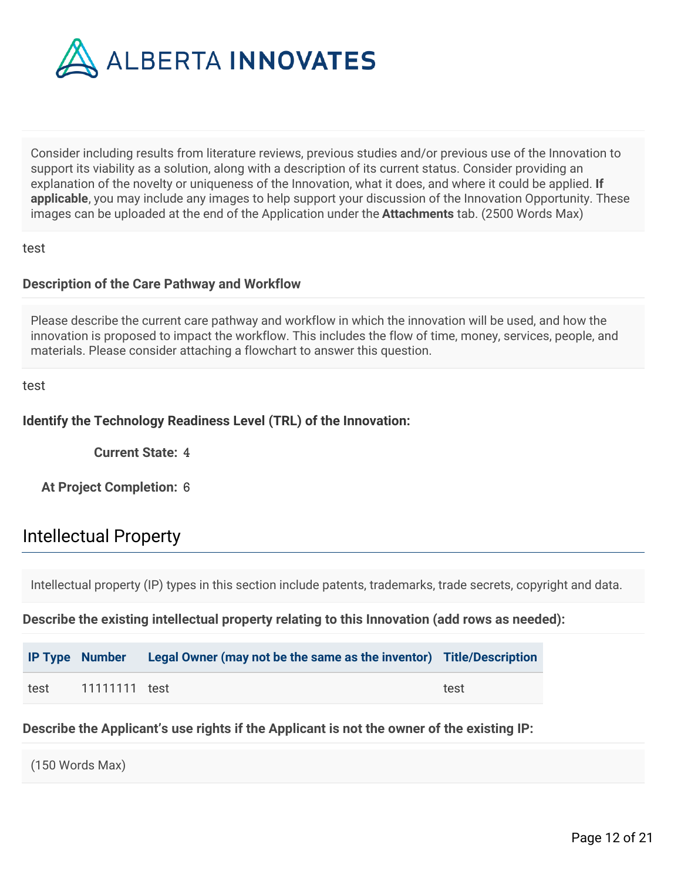Consider including results from literature reviews, previous studies and/or previous use of the Innovation to support its viability as a solution, along with a description of its current status. Consider providing an explanation of the novelty or uniqueness of the Innovation, what it does, and where it could be applied. **If applicable**, you may include any images to help support your discussion of the Innovation Opportunity. These images can be uploaded at the end of the Application under the **Attachments** tab. (2500 Words Max)

test

**Description of the Care Pathway and Workflow**

Please describe the current care pathway and workflow in which the innovation will be used, and how the innovation is proposed to impact the workflow. This includes the flow of time, money, services, people, and materials. Please consider attaching a flowchart to answer this question.

test

**Identify the Technology Readiness Level (TRL) of the Innovation:**

**Current State:** 4

**At Project Completion:** 6

## Intellectual Property

Intellectual property (IP) types in this section include patents, trademarks, trade secrets, copyright and data.

**Describe the existing intellectual property relating to this Innovation (add rows as needed):**

| IP Type | Number | Legal Owner (may not be the same as the inventor) | Title/Description |
|---|---|---|---|
| test | 11111111 | test | test |

**Describe the Applicant's use rights if the Applicant is not the owner of the existing IP:**

(150 Words Max)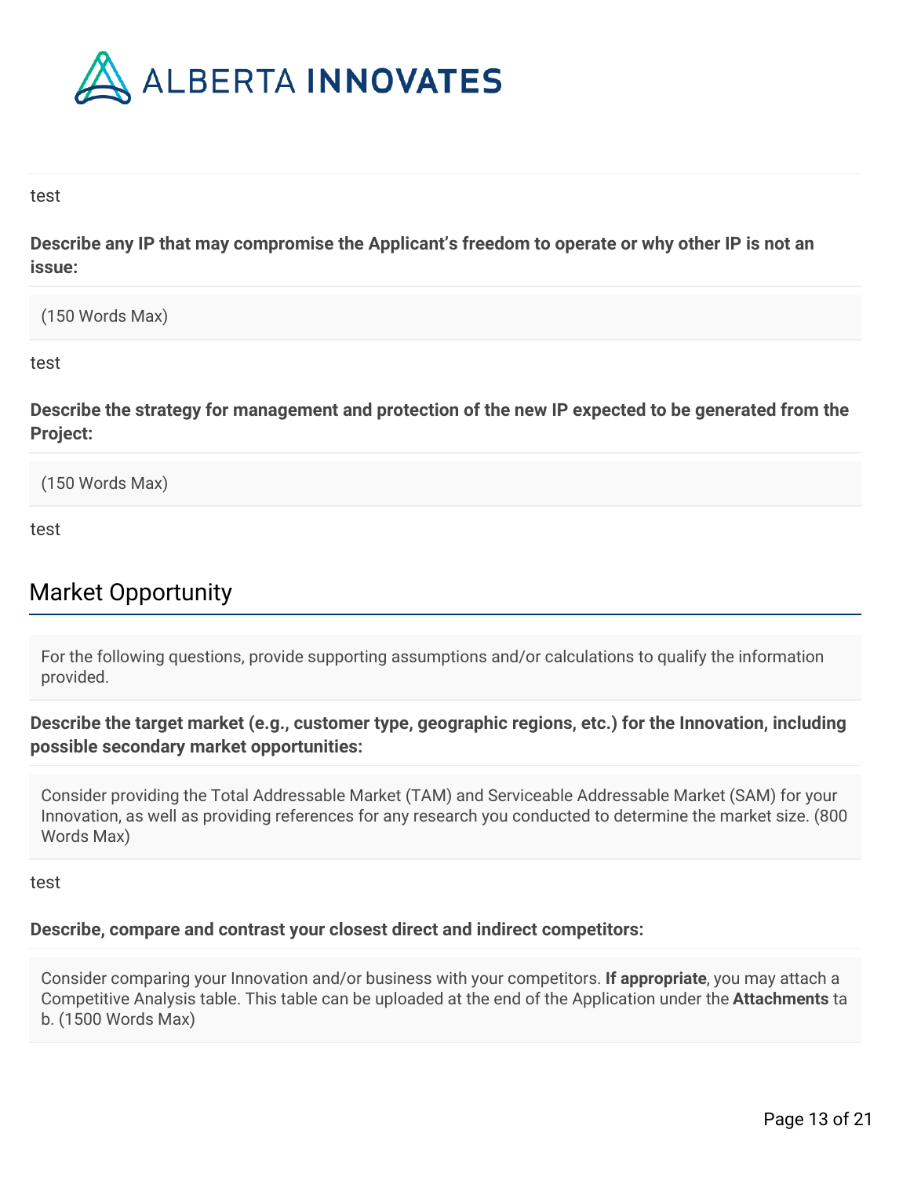test

**Describe any IP that may compromise the Applicant's freedom to operate or why other IP is not an issue:**

(150 Words Max)

test

**Describe the strategy for management and protection of the new IP expected to be generated from the Project:**

(150 Words Max)

test

## Market Opportunity

For the following questions, provide supporting assumptions and/or calculations to qualify the information provided.

**Describe the target market (e.g., customer type, geographic regions, etc.) for the Innovation, including possible secondary market opportunities:**

Consider providing the Total Addressable Market (TAM) and Serviceable Addressable Market (SAM) for your Innovation, as well as providing references for any research you conducted to determine the market size. (800 Words Max)

test

**Describe, compare and contrast your closest direct and indirect competitors:**

Consider comparing your Innovation and/or business with your competitors. **If appropriate**, you may attach a Competitive Analysis table. This table can be uploaded at the end of the Application under the **Attachments** tab. (1500 Words Max)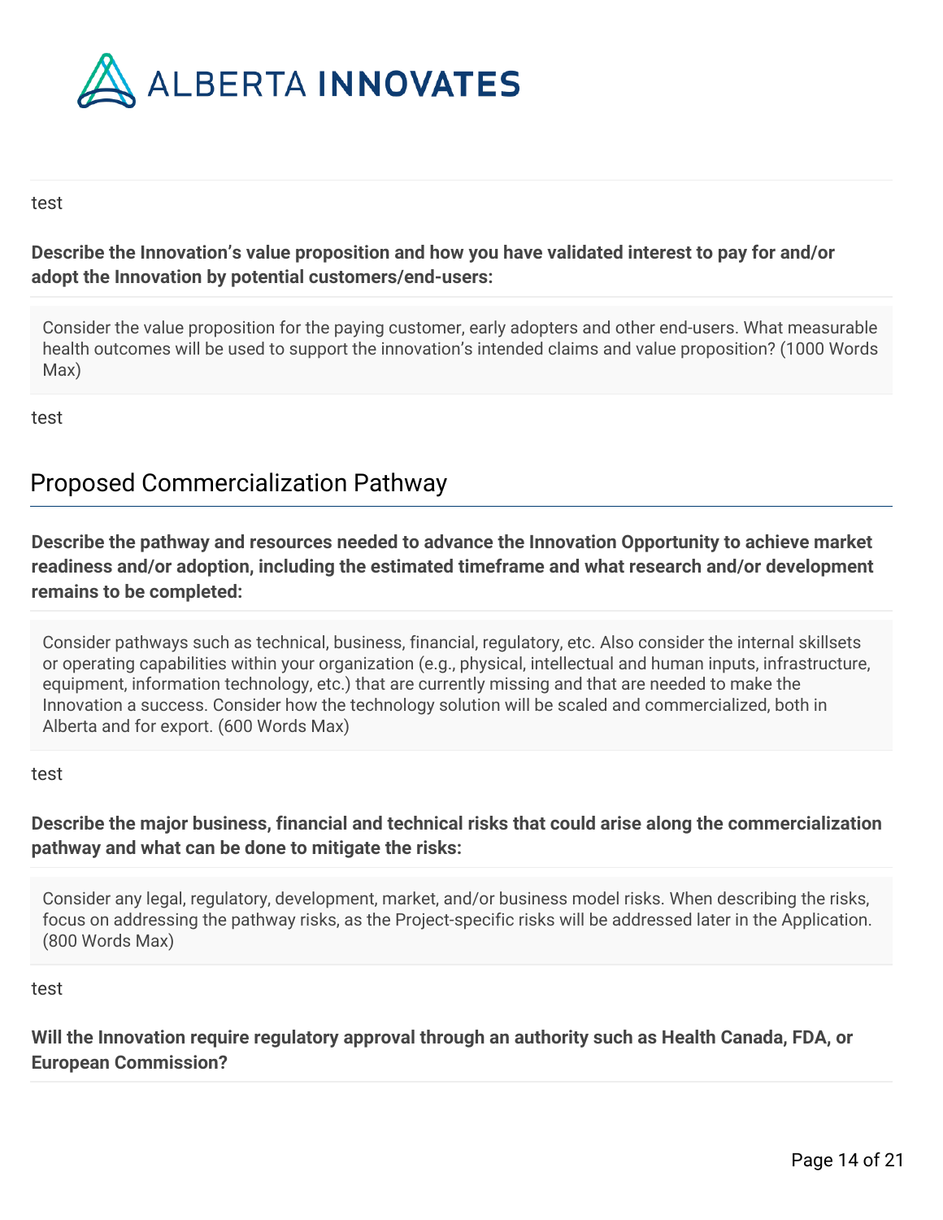test

**Describe the Innovation's value proposition and how you have validated interest to pay for and/or adopt the Innovation by potential customers/end-users:**

Consider the value proposition for the paying customer, early adopters and other end-users. What measurable health outcomes will be used to support the innovation's intended claims and value proposition? (1000 Words Max)

test

## Proposed Commercialization Pathway

**Describe the pathway and resources needed to advance the Innovation Opportunity to achieve market readiness and/or adoption, including the estimated timeframe and what research and/or development remains to be completed:**

Consider pathways such as technical, business, financial, regulatory, etc. Also consider the internal skillsets or operating capabilities within your organization (e.g., physical, intellectual and human inputs, infrastructure, equipment, information technology, etc.) that are currently missing and that are needed to make the Innovation a success. Consider how the technology solution will be scaled and commercialized, both in Alberta and for export. (600 Words Max)

test

**Describe the major business, financial and technical risks that could arise along the commercialization pathway and what can be done to mitigate the risks:**

Consider any legal, regulatory, development, market, and/or business model risks. When describing the risks, focus on addressing the pathway risks, as the Project-specific risks will be addressed later in the Application. (800 Words Max)

test

**Will the Innovation require regulatory approval through an authority such as Health Canada, FDA, or European Commission?**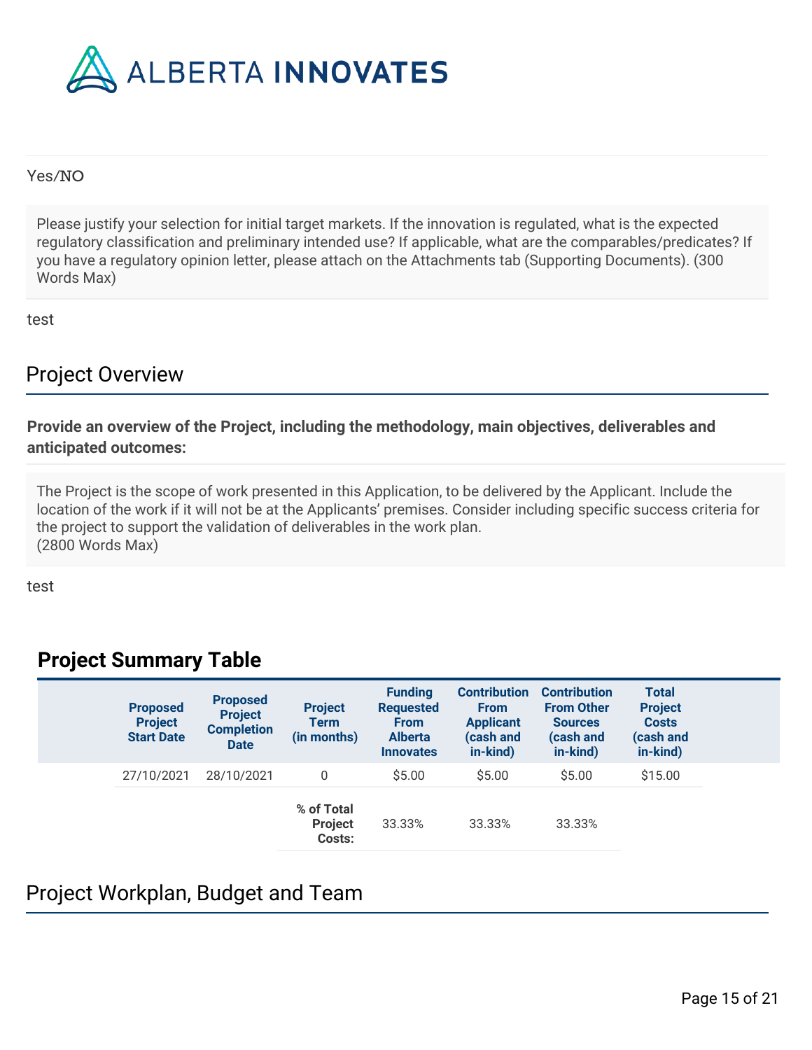Yes/NO

Please justify your selection for initial target markets. If the innovation is regulated, what is the expected regulatory classification and preliminary intended use? If applicable, what are the comparables/predicates? If you have a regulatory opinion letter, please attach on the Attachments tab (Supporting Documents). (300 Words Max)

test

## Project Overview

**Provide an overview of the Project, including the methodology, main objectives, deliverables and anticipated outcomes:**

The Project is the scope of work presented in this Application, to be delivered by the Applicant. Include the location of the work if it will not be at the Applicants' premises. Consider including specific success criteria for the project to support the validation of deliverables in the work plan.
(2800 Words Max)

test

### Project Summary Table

| Proposed Project Start Date | Proposed Project Completion Date | Project Term (in months) | Funding Requested From Alberta Innovates | Contribution From Applicant (cash and in-kind) | Contribution From Other Sources (cash and in-kind) | Total Project Costs (cash and in-kind) |
|---|---|---|---|---|---|---|
| 27/10/2021 | 28/10/2021 | 0 | $5.00 | $5.00 | $5.00 | $15.00 |
| | | **% of Total Project Costs:** | 33.33% | 33.33% | 33.33% | |

## Project Workplan, Budget and Team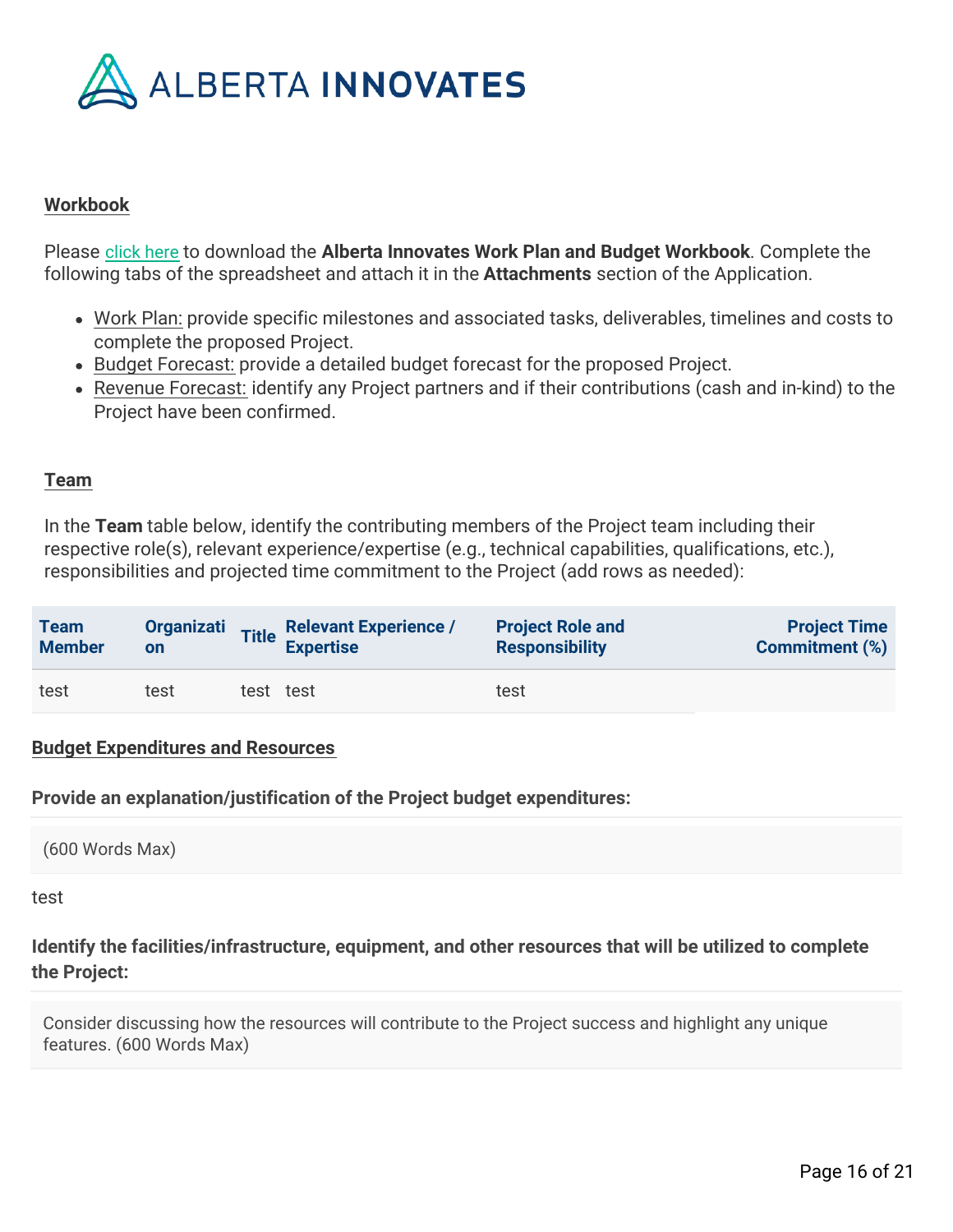**Workbook**

Please click here to download the **Alberta Innovates Work Plan and Budget Workbook**. Complete the following tabs of the spreadsheet and attach it in the **Attachments** section of the Application.

- Work Plan: provide specific milestones and associated tasks, deliverables, timelines and costs to complete the proposed Project.
- Budget Forecast: provide a detailed budget forecast for the proposed Project.
- Revenue Forecast: identify any Project partners and if their contributions (cash and in-kind) to the Project have been confirmed.

**Team**

In the **Team** table below, identify the contributing members of the Project team including their respective role(s), relevant experience/expertise (e.g., technical capabilities, qualifications, etc.), responsibilities and projected time commitment to the Project (add rows as needed):

| Team Member | Organization | Title | Relevant Experience / Expertise | Project Role and Responsibility | Project Time Commitment (%) |
|---|---|---|---|---|---|
| test | test | test | test | test | |

**Budget Expenditures and Resources**

**Provide an explanation/justification of the Project budget expenditures:**

(600 Words Max)

test

**Identify the facilities/infrastructure, equipment, and other resources that will be utilized to complete the Project:**

Consider discussing how the resources will contribute to the Project success and highlight any unique features. (600 Words Max)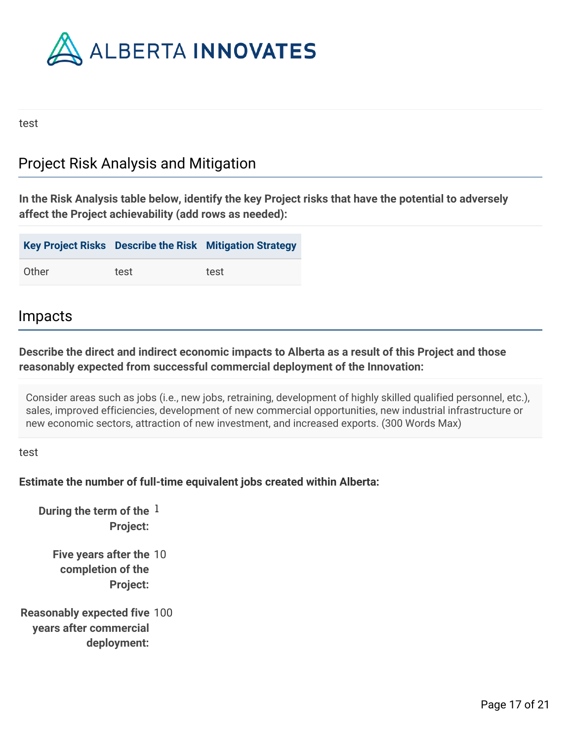test

## Project Risk Analysis and Mitigation

**In the Risk Analysis table below, identify the key Project risks that have the potential to adversely affect the Project achievability (add rows as needed):**

| Key Project Risks | Describe the Risk | Mitigation Strategy |
| --- | --- | --- |
| Other | test | test |

## Impacts

**Describe the direct and indirect economic impacts to Alberta as a result of this Project and those reasonably expected from successful commercial deployment of the Innovation:**

Consider areas such as jobs (i.e., new jobs, retraining, development of highly skilled qualified personnel, etc.), sales, improved efficiencies, development of new commercial opportunities, new industrial infrastructure or new economic sectors, attraction of new investment, and increased exports. (300 Words Max)

test

**Estimate the number of full-time equivalent jobs created within Alberta:**

**During the term of the Project:** 1

**Five years after the completion of the Project:** 10

**Reasonably expected five years after commercial deployment:** 100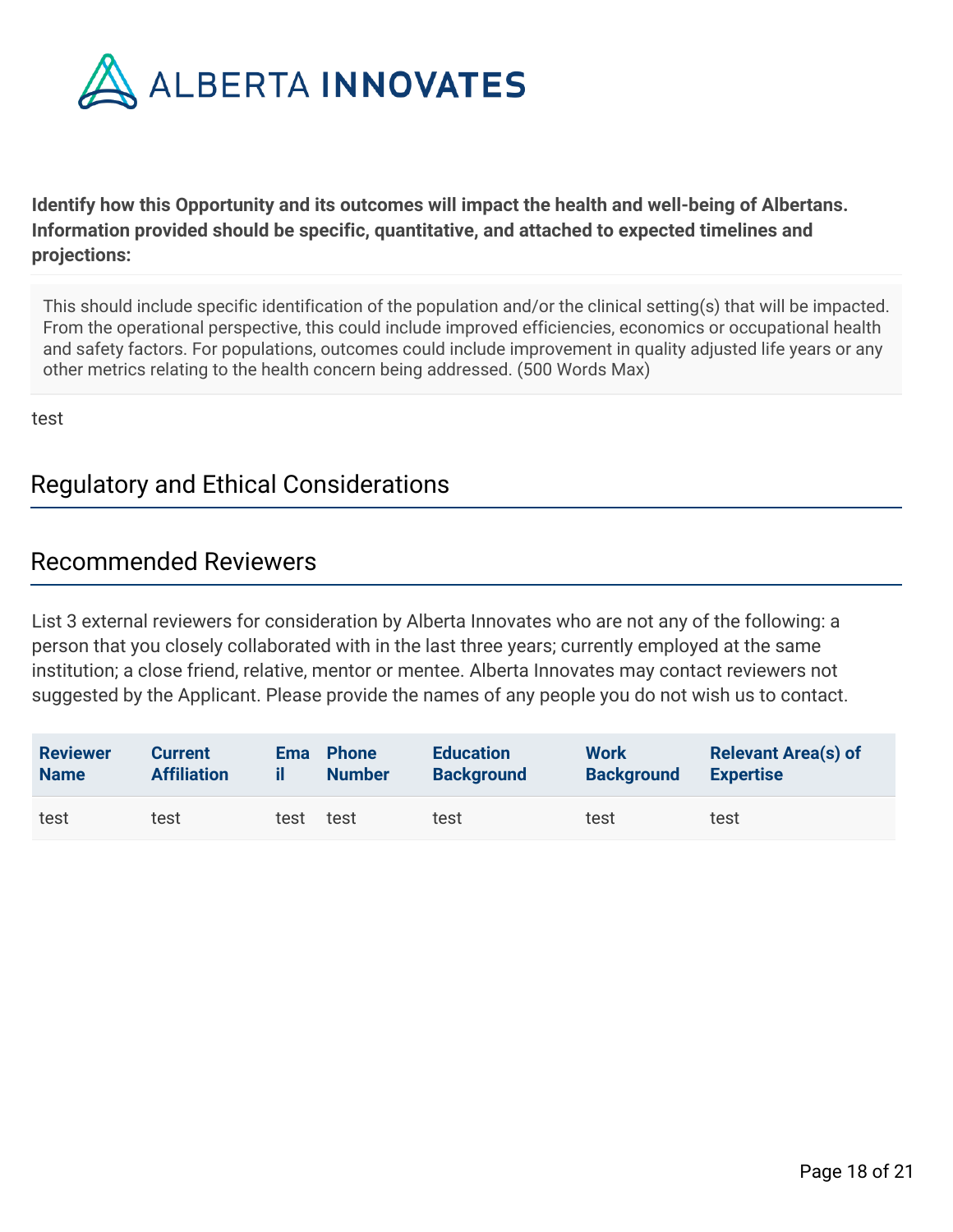**Identify how this Opportunity and its outcomes will impact the health and well-being of Albertans. Information provided should be specific, quantitative, and attached to expected timelines and projections:**

This should include specific identification of the population and/or the clinical setting(s) that will be impacted. From the operational perspective, this could include improved efficiencies, economics or occupational health and safety factors. For populations, outcomes could include improvement in quality adjusted life years or any other metrics relating to the health concern being addressed. (500 Words Max)

test

## Regulatory and Ethical Considerations

## Recommended Reviewers

List 3 external reviewers for consideration by Alberta Innovates who are not any of the following: a person that you closely collaborated with in the last three years; currently employed at the same institution; a close friend, relative, mentor or mentee. Alberta Innovates may contact reviewers not suggested by the Applicant. Please provide the names of any people you do not wish us to contact.

| Reviewer Name | Current Affiliation | Email | Phone Number | Education Background | Work Background | Relevant Area(s) of Expertise |
|---|---|---|---|---|---|---|
| test | test | test | test | test | test | test |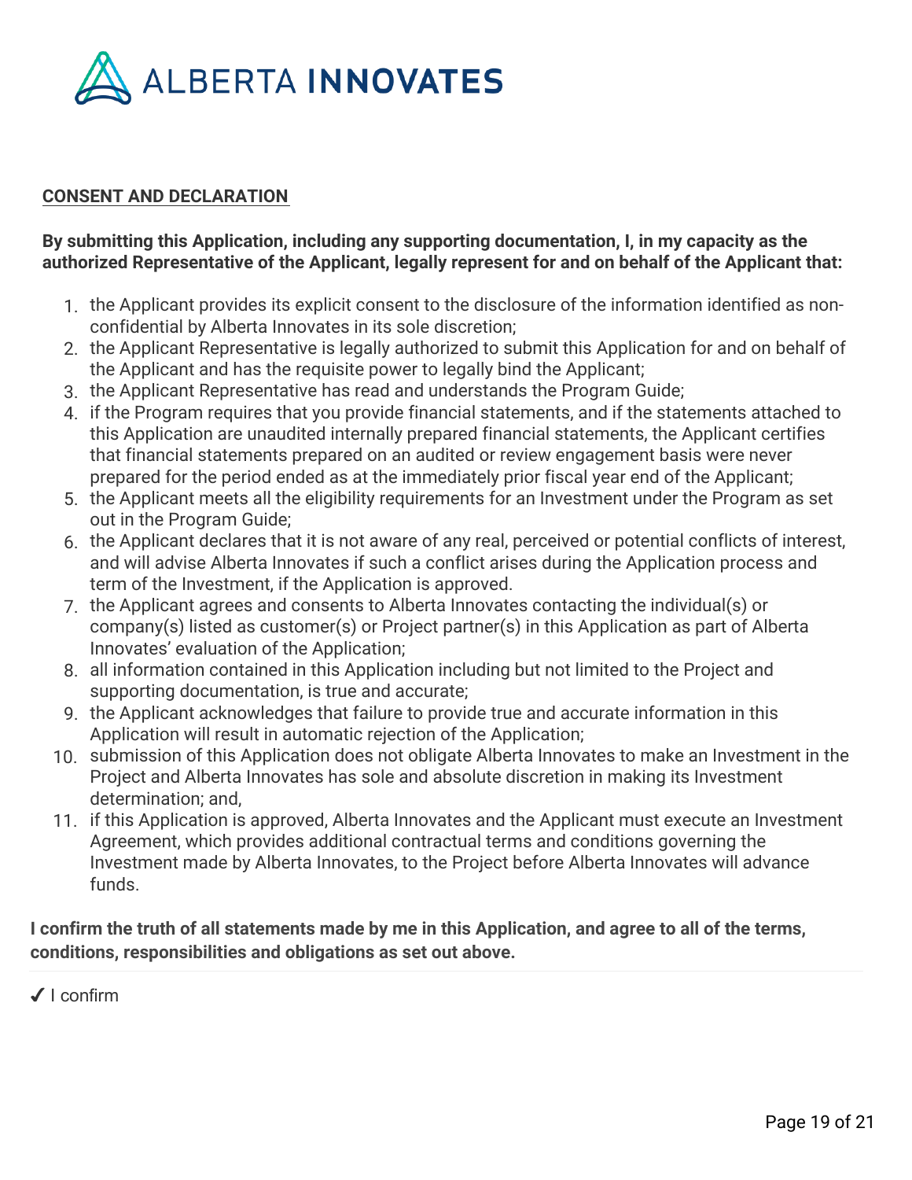## CONSENT AND DECLARATION

**By submitting this Application, including any supporting documentation, I, in my capacity as the authorized Representative of the Applicant, legally represent for and on behalf of the Applicant that:**

1. the Applicant provides its explicit consent to the disclosure of the information identified as non-confidential by Alberta Innovates in its sole discretion;
2. the Applicant Representative is legally authorized to submit this Application for and on behalf of the Applicant and has the requisite power to legally bind the Applicant;
3. the Applicant Representative has read and understands the Program Guide;
4. if the Program requires that you provide financial statements, and if the statements attached to this Application are unaudited internally prepared financial statements, the Applicant certifies that financial statements prepared on an audited or review engagement basis were never prepared for the period ended as at the immediately prior fiscal year end of the Applicant;
5. the Applicant meets all the eligibility requirements for an Investment under the Program as set out in the Program Guide;
6. the Applicant declares that it is not aware of any real, perceived or potential conflicts of interest, and will advise Alberta Innovates if such a conflict arises during the Application process and term of the Investment, if the Application is approved.
7. the Applicant agrees and consents to Alberta Innovates contacting the individual(s) or company(s) listed as customer(s) or Project partner(s) in this Application as part of Alberta Innovates' evaluation of the Application;
8. all information contained in this Application including but not limited to the Project and supporting documentation, is true and accurate;
9. the Applicant acknowledges that failure to provide true and accurate information in this Application will result in automatic rejection of the Application;
10. submission of this Application does not obligate Alberta Innovates to make an Investment in the Project and Alberta Innovates has sole and absolute discretion in making its Investment determination; and,
11. if this Application is approved, Alberta Innovates and the Applicant must execute an Investment Agreement, which provides additional contractual terms and conditions governing the Investment made by Alberta Innovates, to the Project before Alberta Innovates will advance funds.

**I confirm the truth of all statements made by me in this Application, and agree to all of the terms, conditions, responsibilities and obligations as set out above.**

✔ I confirm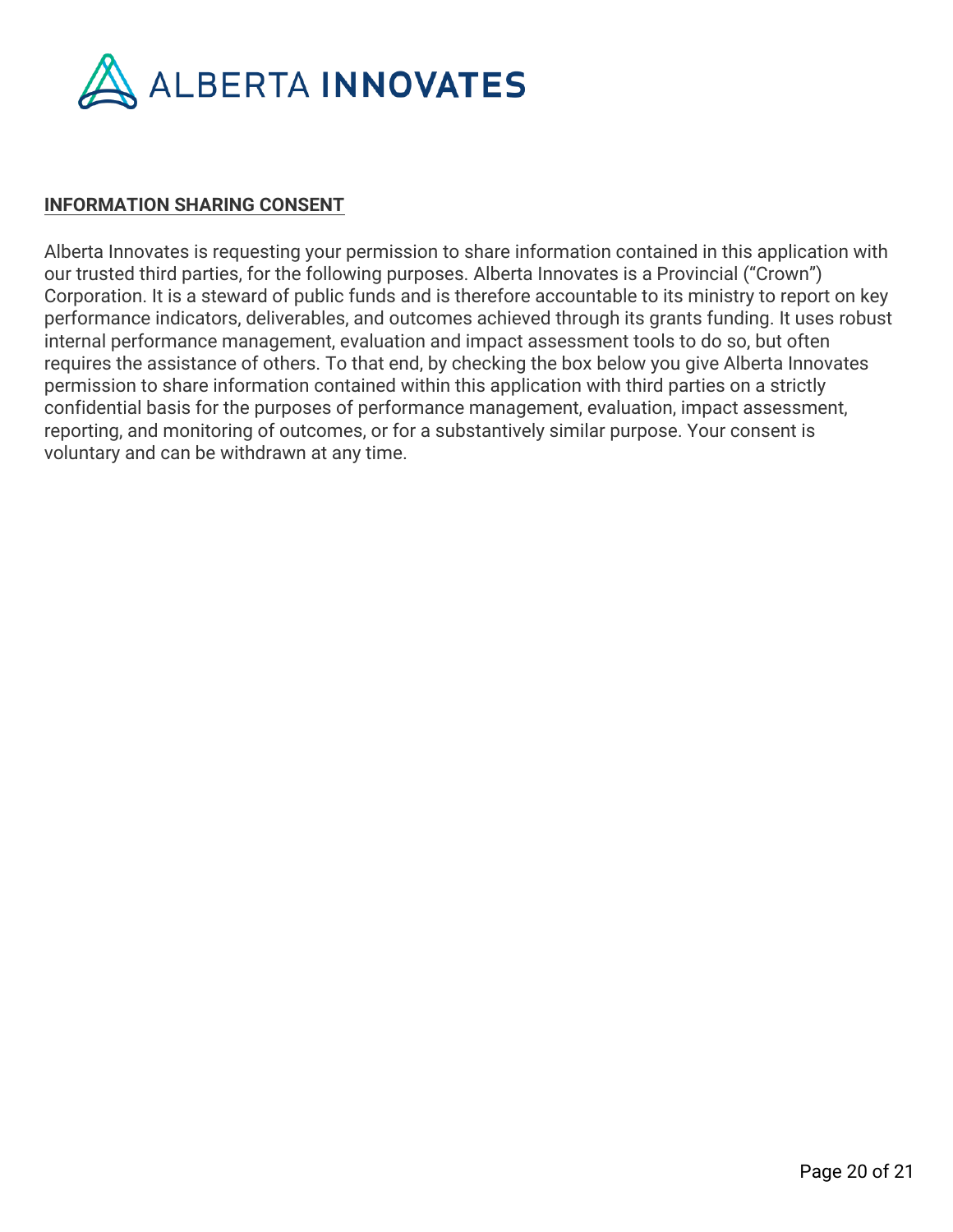**INFORMATION SHARING CONSENT**

Alberta Innovates is requesting your permission to share information contained in this application with our trusted third parties, for the following purposes. Alberta Innovates is a Provincial ("Crown") Corporation. It is a steward of public funds and is therefore accountable to its ministry to report on key performance indicators, deliverables, and outcomes achieved through its grants funding. It uses robust internal performance management, evaluation and impact assessment tools to do so, but often requires the assistance of others. To that end, by checking the box below you give Alberta Innovates permission to share information contained within this application with third parties on a strictly confidential basis for the purposes of performance management, evaluation, impact assessment, reporting, and monitoring of outcomes, or for a substantively similar purpose. Your consent is voluntary and can be withdrawn at any time.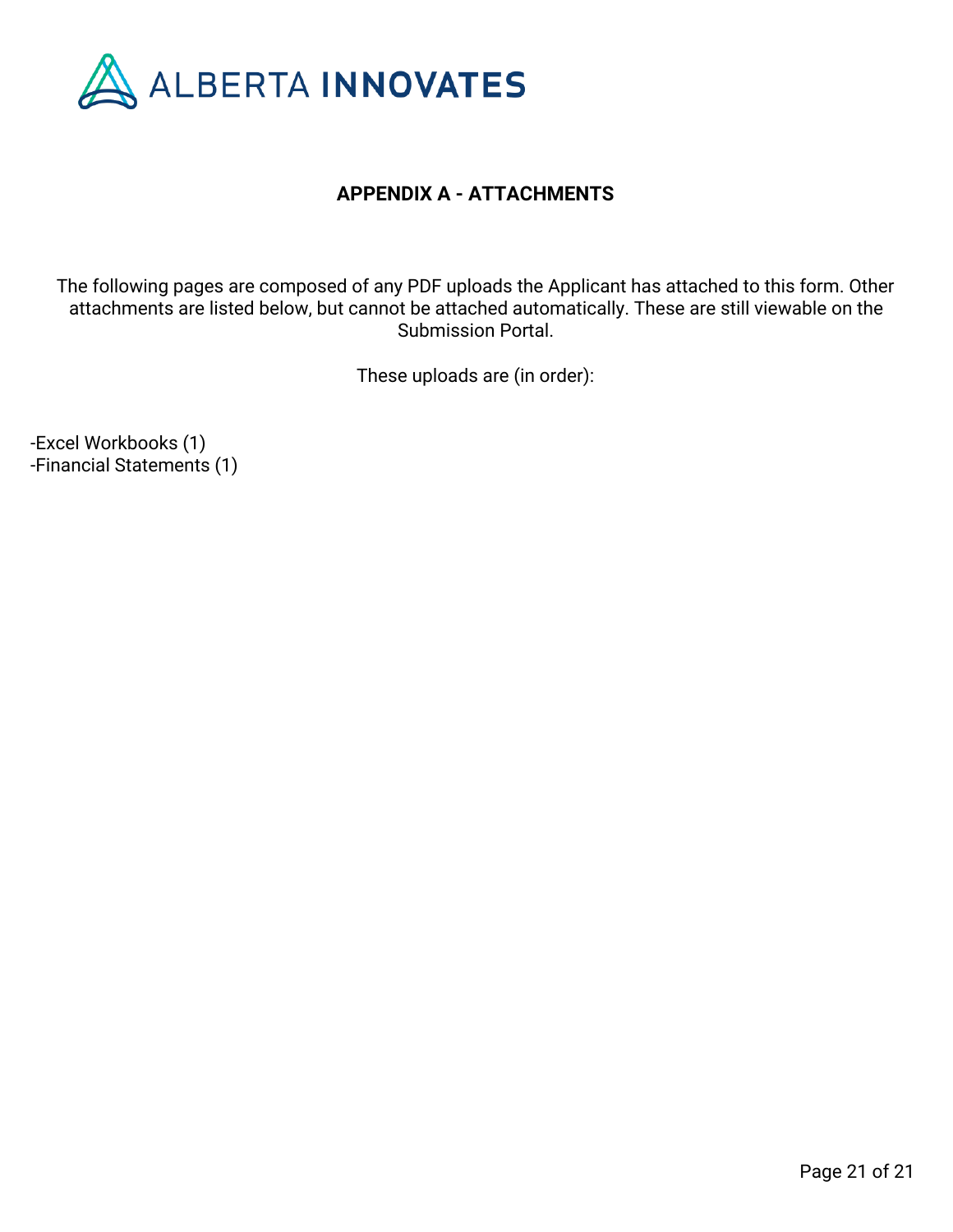ALBERTA INNOVATES

## APPENDIX A - ATTACHMENTS

The following pages are composed of any PDF uploads the Applicant has attached to this form. Other attachments are listed below, but cannot be attached automatically. These are still viewable on the Submission Portal.

These uploads are (in order):

-Excel Workbooks (1)
-Financial Statements (1)